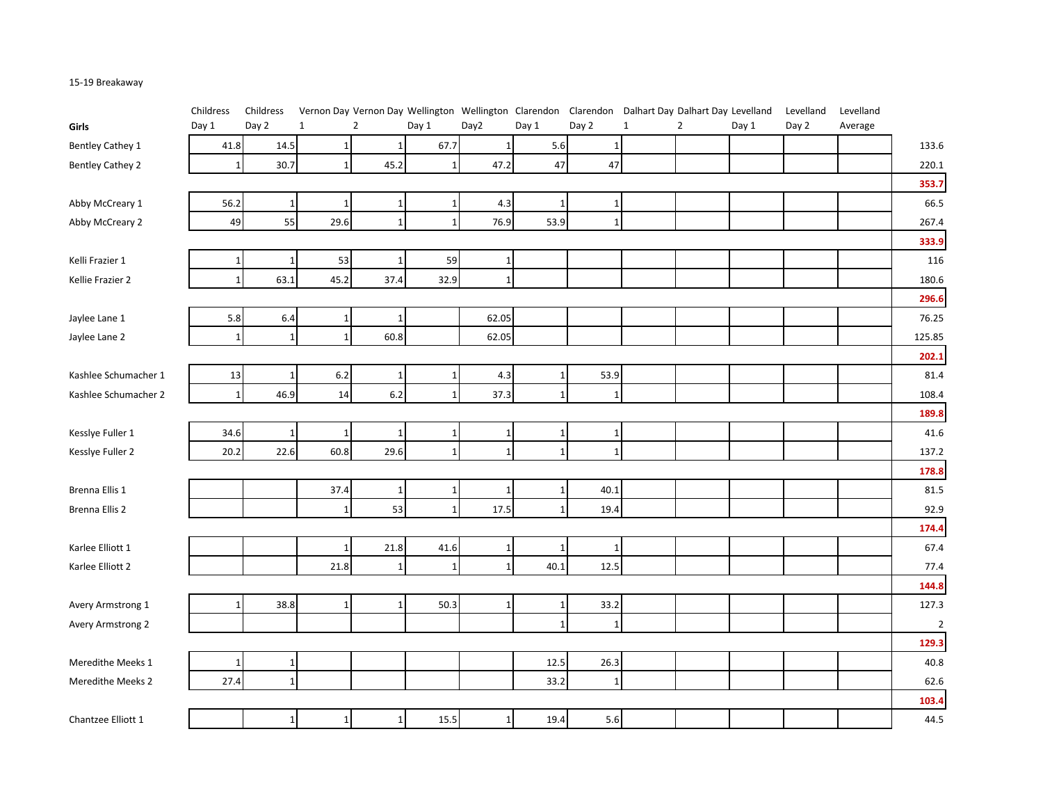15-19 Breakaway

| Girls | Childress Day 1 | Childress Day 2 | Vernon Day 1 | Vernon Day 2 | Wellington Day 1 | Wellington Day2 | Clarendon Day 1 | Clarendon Day 2 | Dalhart Day 1 | Dalhart Day 2 | Levelland Day 1 | Levelland Day 2 | Levelland Average | |
|---|---|---|---|---|---|---|---|---|---|---|---|---|---|---|
| Bentley Cathey 1 | 41.8 | 14.5 | 1 | 1 | 67.7 | 1 | 5.6 | 1 | | | | | | 133.6 |
| Bentley Cathey 2 | 1 | 30.7 | 1 | 45.2 | 1 | 47.2 | 47 | 47 | | | | | | 220.1 |
| | | | | | | | | | | | | | | **353.7** |
| Abby McCreary 1 | 56.2 | 1 | 1 | 1 | 1 | 4.3 | 1 | 1 | | | | | | 66.5 |
| Abby McCreary 2 | 49 | 55 | 29.6 | 1 | 1 | 76.9 | 53.9 | 1 | | | | | | 267.4 |
| | | | | | | | | | | | | | | **333.9** |
| Kelli Frazier 1 | 1 | 1 | 53 | 1 | 59 | 1 | | | | | | | | 116 |
| Kellie Frazier 2 | 1 | 63.1 | 45.2 | 37.4 | 32.9 | 1 | | | | | | | | 180.6 |
| | | | | | | | | | | | | | | **296.6** |
| Jaylee Lane 1 | 5.8 | 6.4 | 1 | 1 | | 62.05 | | | | | | | | 76.25 |
| Jaylee Lane 2 | 1 | 1 | 1 | 60.8 | | 62.05 | | | | | | | | 125.85 |
| | | | | | | | | | | | | | | **202.1** |
| Kashlee Schumacher 1 | 13 | 1 | 6.2 | 1 | 1 | 4.3 | 1 | 53.9 | | | | | | 81.4 |
| Kashlee Schumacher 2 | 1 | 46.9 | 14 | 6.2 | 1 | 37.3 | 1 | 1 | | | | | | 108.4 |
| | | | | | | | | | | | | | | **189.8** |
| Kesslye Fuller 1 | 34.6 | 1 | 1 | 1 | 1 | 1 | 1 | 1 | | | | | | 41.6 |
| Kesslye Fuller 2 | 20.2 | 22.6 | 60.8 | 29.6 | 1 | 1 | 1 | 1 | | | | | | 137.2 |
| | | | | | | | | | | | | | | **178.8** |
| Brenna Ellis 1 | | | 37.4 | 1 | 1 | 1 | 1 | 40.1 | | | | | | 81.5 |
| Brenna Ellis 2 | | | 1 | 53 | 1 | 17.5 | 1 | 19.4 | | | | | | 92.9 |
| | | | | | | | | | | | | | | **174.4** |
| Karlee Elliott 1 | | | 1 | 21.8 | 41.6 | 1 | 1 | 1 | | | | | | 67.4 |
| Karlee Elliott 2 | | | 21.8 | 1 | 1 | 1 | 40.1 | 12.5 | | | | | | 77.4 |
| | | | | | | | | | | | | | | **144.8** |
| Avery Armstrong 1 | 1 | 38.8 | 1 | 1 | 50.3 | 1 | 1 | 33.2 | | | | | | 127.3 |
| Avery Armstrong 2 | | | | | | | 1 | 1 | | | | | | 2 |
| | | | | | | | | | | | | | | **129.3** |
| Meredithe Meeks 1 | 1 | 1 | | | | | 12.5 | 26.3 | | | | | | 40.8 |
| Meredithe Meeks 2 | 27.4 | 1 | | | | | 33.2 | 1 | | | | | | 62.6 |
| | | | | | | | | | | | | | | **103.4** |
| Chantzee Elliott 1 | | 1 | 1 | 1 | 15.5 | 1 | 19.4 | 5.6 | | | | | | 44.5 |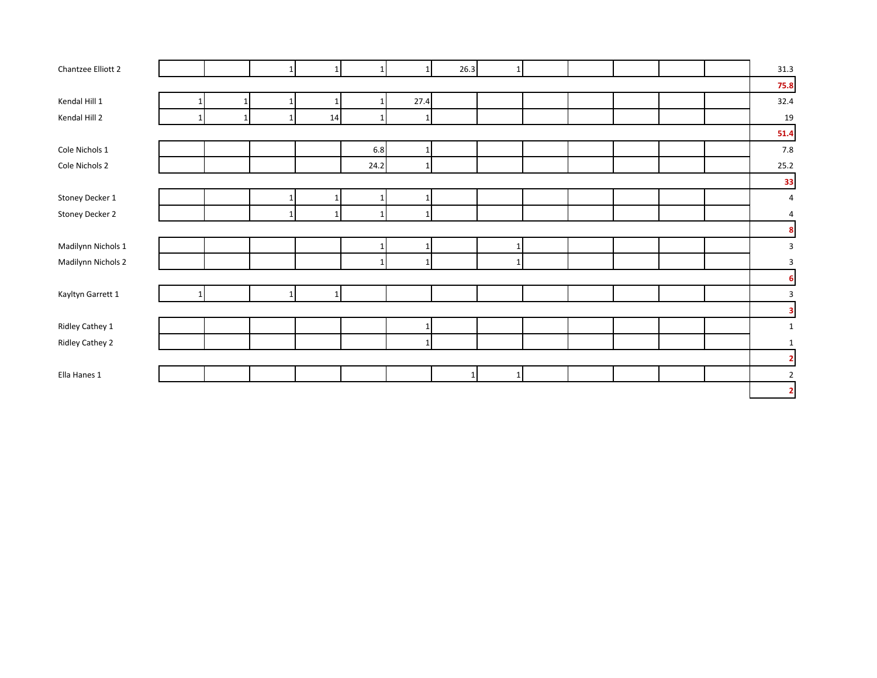| | | | | | | | | | | | | | | |
|---|---|---|---|---|---|---|---|---|---|---|---|---|---|---|
| Chantzee Elliott 2 | | | 1 | 1 | 1 | 1 | 26.3 | 1 | | | | | | 31.3 |
| | | | | | | | | | | | | | | **75.8** |
| Kendal Hill 1 | 1 | 1 | 1 | 1 | 1 | 27.4 | | | | | | | | 32.4 |
| Kendal Hill 2 | 1 | 1 | 1 | 14 | 1 | 1 | | | | | | | | 19 |
| | | | | | | | | | | | | | | **51.4** |
| Cole Nichols 1 | | | | | 6.8 | 1 | | | | | | | | 7.8 |
| Cole Nichols 2 | | | | | 24.2 | 1 | | | | | | | | 25.2 |
| | | | | | | | | | | | | | | **33** |
| Stoney Decker 1 | | | 1 | 1 | 1 | 1 | | | | | | | | 4 |
| Stoney Decker 2 | | | 1 | 1 | 1 | 1 | | | | | | | | 4 |
| | | | | | | | | | | | | | | **8** |
| Madilynn Nichols 1 | | | | | 1 | 1 | | 1 | | | | | | 3 |
| Madilynn Nichols 2 | | | | | 1 | 1 | | 1 | | | | | | 3 |
| | | | | | | | | | | | | | | **6** |
| Kayltyn Garrett 1 | 1 | | 1 | 1 | | | | | | | | | | 3 |
| | | | | | | | | | | | | | | **3** |
| Ridley Cathey 1 | | | | | | 1 | | | | | | | | 1 |
| Ridley Cathey 2 | | | | | | 1 | | | | | | | | 1 |
| | | | | | | | | | | | | | | **2** |
| Ella Hanes 1 | | | | | | | 1 | 1 | | | | | | 2 |
| | | | | | | | | | | | | | | **2** |